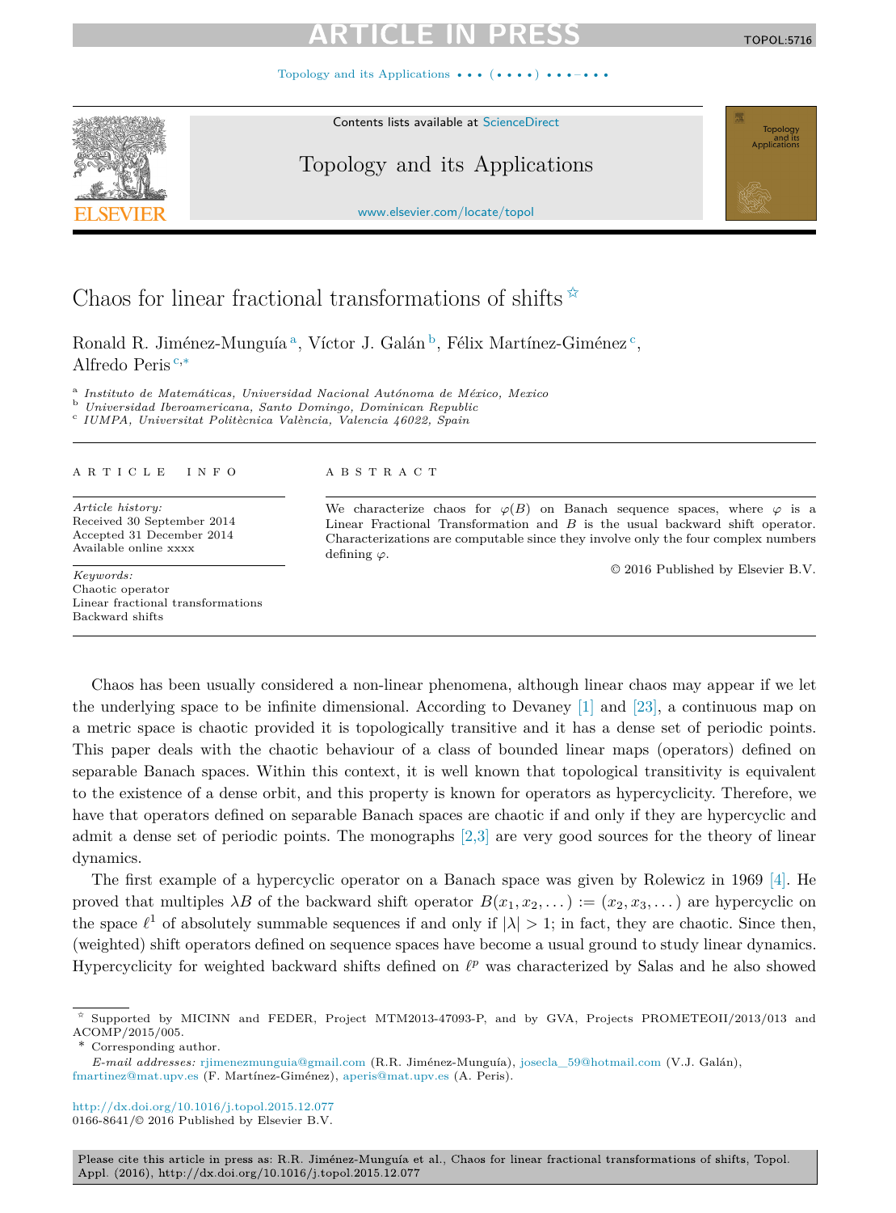# Chaos for linear fractional transformations of shifts ☆

Ronald R. Jiménez-Munguía [a], Víctor J. Galán [b], Félix Martínez-Giménez [c], Alfredo Peris [c,*]

[a] *Instituto de Matemáticas, Universidad Nacional Autónoma de México, Mexico*
[b] *Universidad Iberoamericana, Santo Domingo, Dominican Republic*
[c] *IUMPA, Universitat Politècnica València, Valencia 46022, Spain*

**ARTICLE INFO**

*Article history:*
Received 30 September 2014
Accepted 31 December 2014
Available online xxxx

*Keywords:*
Chaotic operator
Linear fractional transformations
Backward shifts

**ABSTRACT**

We characterize chaos for $\varphi(B)$ on Banach sequence spaces, where $\varphi$ is a Linear Fractional Transformation and $B$ is the usual backward shift operator. Characterizations are computable since they involve only the four complex numbers defining $\varphi$.

© 2016 Published by Elsevier B.V.

Chaos has been usually considered a non-linear phenomena, although linear chaos may appear if we let the underlying space to be infinite dimensional. According to Devaney [1] and [23], a continuous map on a metric space is chaotic provided it is topologically transitive and it has a dense set of periodic points. This paper deals with the chaotic behaviour of a class of bounded linear maps (operators) defined on separable Banach spaces. Within this context, it is well known that topological transitivity is equivalent to the existence of a dense orbit, and this property is known for operators as hypercyclicity. Therefore, we have that operators defined on separable Banach spaces are chaotic if and only if they are hypercyclic and admit a dense set of periodic points. The monographs [2,3] are very good sources for the theory of linear dynamics.

The first example of a hypercyclic operator on a Banach space was given by Rolewicz in 1969 [4]. He proved that multiples $\lambda B$ of the backward shift operator $B(x_1, x_2, \dots) := (x_2, x_3, \dots)$ are hypercyclic on the space $\ell^1$ of absolutely summable sequences if and only if $|\lambda| > 1$; in fact, they are chaotic. Since then, (weighted) shift operators defined on sequence spaces have become a usual ground to study linear dynamics. Hypercyclicity for weighted backward shifts defined on $\ell^p$ was characterized by Salas and he also showed

---

☆ Supported by MICINN and FEDER, Project MTM2013-47093-P, and by GVA, Projects PROMETEOII/2013/013 and ACOMP/2015/005.

\* Corresponding author.

*E-mail addresses:* rjimenezmunguia@gmail.com (R.R. Jiménez-Munguía), josecla_59@hotmail.com (V.J. Galán), fmartinez@mat.upv.es (F. Martínez-Giménez), aperis@mat.upv.es (A. Peris).

http://dx.doi.org/10.1016/j.topol.2015.12.077
0166-8641/© 2016 Published by Elsevier B.V.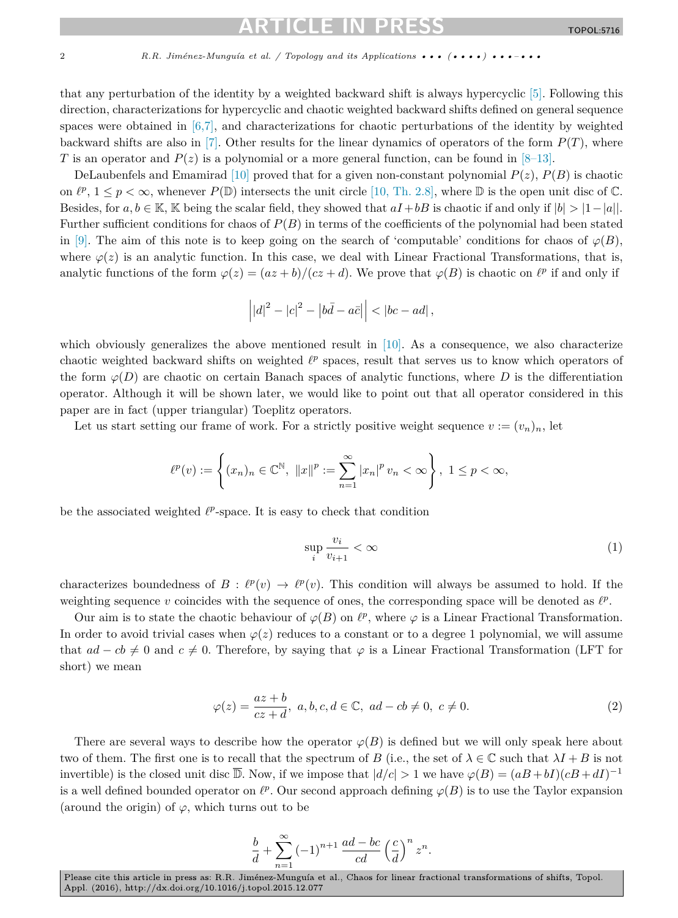that any perturbation of the identity by a weighted backward shift is always hypercyclic [5]. Following this direction, characterizations for hypercyclic and chaotic weighted backward shifts defined on general sequence spaces were obtained in [6,7], and characterizations for chaotic perturbations of the identity by weighted backward shifts are also in [7]. Other results for the linear dynamics of operators of the form $P(T)$, where $T$ is an operator and $P(z)$ is a polynomial or a more general function, can be found in [8–13].

DeLaubenfels and Emamirad [10] proved that for a given non-constant polynomial $P(z)$, $P(B)$ is chaotic on $\ell^p$, $1 \leq p < \infty$, whenever $P(\mathbb{D})$ intersects the unit circle [10, Th. 2.8], where $\mathbb{D}$ is the open unit disc of $\mathbb{C}$. Besides, for $a, b \in \mathbb{K}$, $\mathbb{K}$ being the scalar field, they showed that $aI + bB$ is chaotic if and only if $|b| > |1 - |a||$. Further sufficient conditions for chaos of $P(B)$ in terms of the coefficients of the polynomial had been stated in [9]. The aim of this note is to keep going on the search of 'computable' conditions for chaos of $\varphi(B)$, where $\varphi(z)$ is an analytic function. In this case, we deal with Linear Fractional Transformations, that is, analytic functions of the form $\varphi(z) = (az + b)/(cz + d)$. We prove that $\varphi(B)$ is chaotic on $\ell^p$ if and only if

$$\left| |d|^2 - |c|^2 - \left| b\bar{d} - a\bar{c} \right| \right| < |bc - ad| \,,$$

which obviously generalizes the above mentioned result in [10]. As a consequence, we also characterize chaotic weighted backward shifts on weighted $\ell^p$ spaces, result that serves us to know which operators of the form $\varphi(D)$ are chaotic on certain Banach spaces of analytic functions, where $D$ is the differentiation operator. Although it will be shown later, we would like to point out that all operator considered in this paper are in fact (upper triangular) Toeplitz operators.

Let us start setting our frame of work. For a strictly positive weight sequence $v := (v_n)_n$, let

$$\ell^p(v) := \left\{ (x_n)_n \in \mathbb{C}^{\mathbb{N}}, \ \|x\|^p := \sum_{n=1}^{\infty} |x_n|^p \, v_n < \infty \right\}, \ 1 \leq p < \infty,$$

be the associated weighted $\ell^p$-space. It is easy to check that condition

$$\sup_i \frac{v_i}{v_{i+1}} < \infty \tag{1}$$

characterizes boundedness of $B : \ell^p(v) \to \ell^p(v)$. This condition will always be assumed to hold. If the weighting sequence $v$ coincides with the sequence of ones, the corresponding space will be denoted as $\ell^p$.

Our aim is to state the chaotic behaviour of $\varphi(B)$ on $\ell^p$, where $\varphi$ is a Linear Fractional Transformation. In order to avoid trivial cases when $\varphi(z)$ reduces to a constant or to a degree 1 polynomial, we will assume that $ad - cb \neq 0$ and $c \neq 0$. Therefore, by saying that $\varphi$ is a Linear Fractional Transformation (LFT for short) we mean

$$\varphi(z) = \frac{az + b}{cz + d}, \ a, b, c, d \in \mathbb{C}, \ ad - cb \neq 0, \ c \neq 0. \tag{2}$$

There are several ways to describe how the operator $\varphi(B)$ is defined but we will only speak here about two of them. The first one is to recall that the spectrum of $B$ (i.e., the set of $\lambda \in \mathbb{C}$ such that $\lambda I + B$ is not invertible) is the closed unit disc $\overline{\mathbb{D}}$. Now, if we impose that $|d/c| > 1$ we have $\varphi(B) = (aB + bI)(cB + dI)^{-1}$ is a well defined bounded operator on $\ell^p$. Our second approach defining $\varphi(B)$ is to use the Taylor expansion (around the origin) of $\varphi$, which turns out to be

$$\frac{b}{d} + \sum_{n=1}^{\infty} (-1)^{n+1} \, \frac{ad - bc}{cd} \left( \frac{c}{d} \right)^n z^n.$$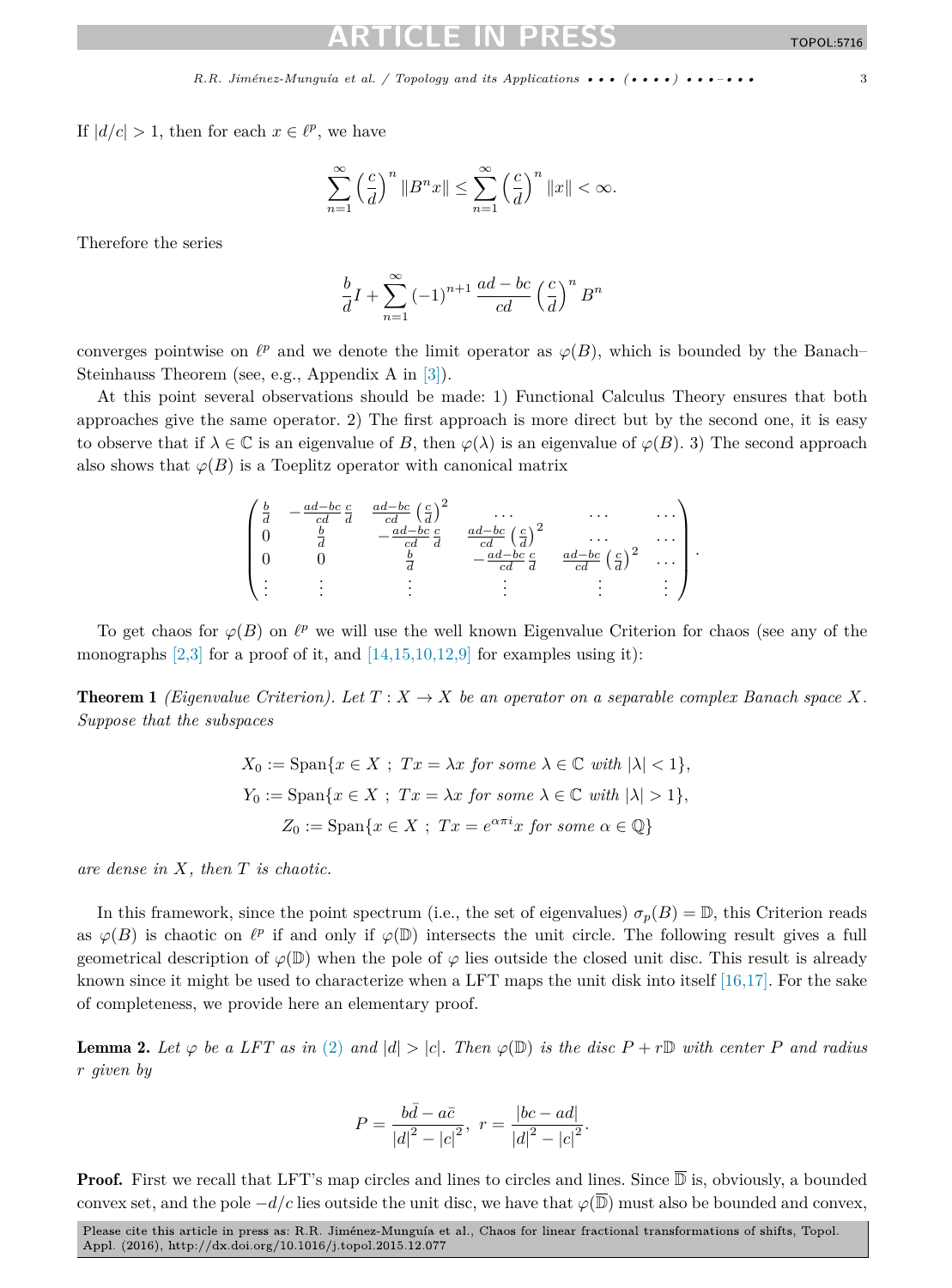If $|d/c| > 1$, then for each $x \in \ell^p$, we have

$$\sum_{n=1}^{\infty} \left(\frac{c}{d}\right)^n \|B^n x\| \leq \sum_{n=1}^{\infty} \left(\frac{c}{d}\right)^n \|x\| < \infty.$$

Therefore the series

$$\frac{b}{d} I + \sum_{n=1}^{\infty} (-1)^{n+1} \frac{ad - bc}{cd} \left(\frac{c}{d}\right)^n B^n$$

converges pointwise on $\ell^p$ and we denote the limit operator as $\varphi(B)$, which is bounded by the Banach–Steinhauss Theorem (see, e.g., Appendix A in [3]).

At this point several observations should be made: 1) Functional Calculus Theory ensures that both approaches give the same operator. 2) The first approach is more direct but by the second one, it is easy to observe that if $\lambda \in \mathbb{C}$ is an eigenvalue of $B$, then $\varphi(\lambda)$ is an eigenvalue of $\varphi(B)$. 3) The second approach also shows that $\varphi(B)$ is a Toeplitz operator with canonical matrix

$$\begin{pmatrix}
\frac{b}{d} & -\frac{ad-bc}{cd}\frac{c}{d} & \frac{ad-bc}{cd}\left(\frac{c}{d}\right)^2 & \dots & \dots & \dots \\
0 & \frac{b}{d} & -\frac{ad-bc}{cd}\frac{c}{d} & \frac{ad-bc}{cd}\left(\frac{c}{d}\right)^2 & \dots & \dots \\
0 & 0 & \frac{b}{d} & -\frac{ad-bc}{cd}\frac{c}{d} & \frac{ad-bc}{cd}\left(\frac{c}{d}\right)^2 & \dots \\
\vdots & \vdots & \vdots & \vdots & \vdots & \vdots
\end{pmatrix}.$$

To get chaos for $\varphi(B)$ on $\ell^p$ we will use the well known Eigenvalue Criterion for chaos (see any of the monographs [2,3] for a proof of it, and [14,15,10,12,9] for examples using it):

**Theorem 1** *(Eigenvalue Criterion). Let $T : X \to X$ be an operator on a separable complex Banach space $X$. Suppose that the subspaces*

$$X_0 := \operatorname{Span}\{x \in X \ ; \ Tx = \lambda x \text{ for some } \lambda \in \mathbb{C} \text{ with } |\lambda| < 1\},$$
$$Y_0 := \operatorname{Span}\{x \in X \ ; \ Tx = \lambda x \text{ for some } \lambda \in \mathbb{C} \text{ with } |\lambda| > 1\},$$
$$Z_0 := \operatorname{Span}\{x \in X \ ; \ Tx = e^{\alpha \pi i} x \text{ for some } \alpha \in \mathbb{Q}\}$$

*are dense in $X$, then $T$ is chaotic.*

In this framework, since the point spectrum (i.e., the set of eigenvalues) $\sigma_p(B) = \mathbb{D}$, this Criterion reads as $\varphi(B)$ is chaotic on $\ell^p$ if and only if $\varphi(\mathbb{D})$ intersects the unit circle. The following result gives a full geometrical description of $\varphi(\mathbb{D})$ when the pole of $\varphi$ lies outside the closed unit disc. This result is already known since it might be used to characterize when a LFT maps the unit disk into itself [16,17]. For the sake of completeness, we provide here an elementary proof.

**Lemma 2.** *Let $\varphi$ be a LFT as in (2) and $|d| > |c|$. Then $\varphi(\mathbb{D})$ is the disc $P + r\mathbb{D}$ with center $P$ and radius $r$ given by*

$$P = \frac{b\bar{d} - a\bar{c}}{|d|^2 - |c|^2}, \ r = \frac{|bc - ad|}{|d|^2 - |c|^2}.$$

**Proof.** First we recall that LFT's map circles and lines to circles and lines. Since $\overline{\mathbb{D}}$ is, obviously, a bounded convex set, and the pole $-d/c$ lies outside the unit disc, we have that $\varphi(\overline{\mathbb{D}})$ must also be bounded and convex,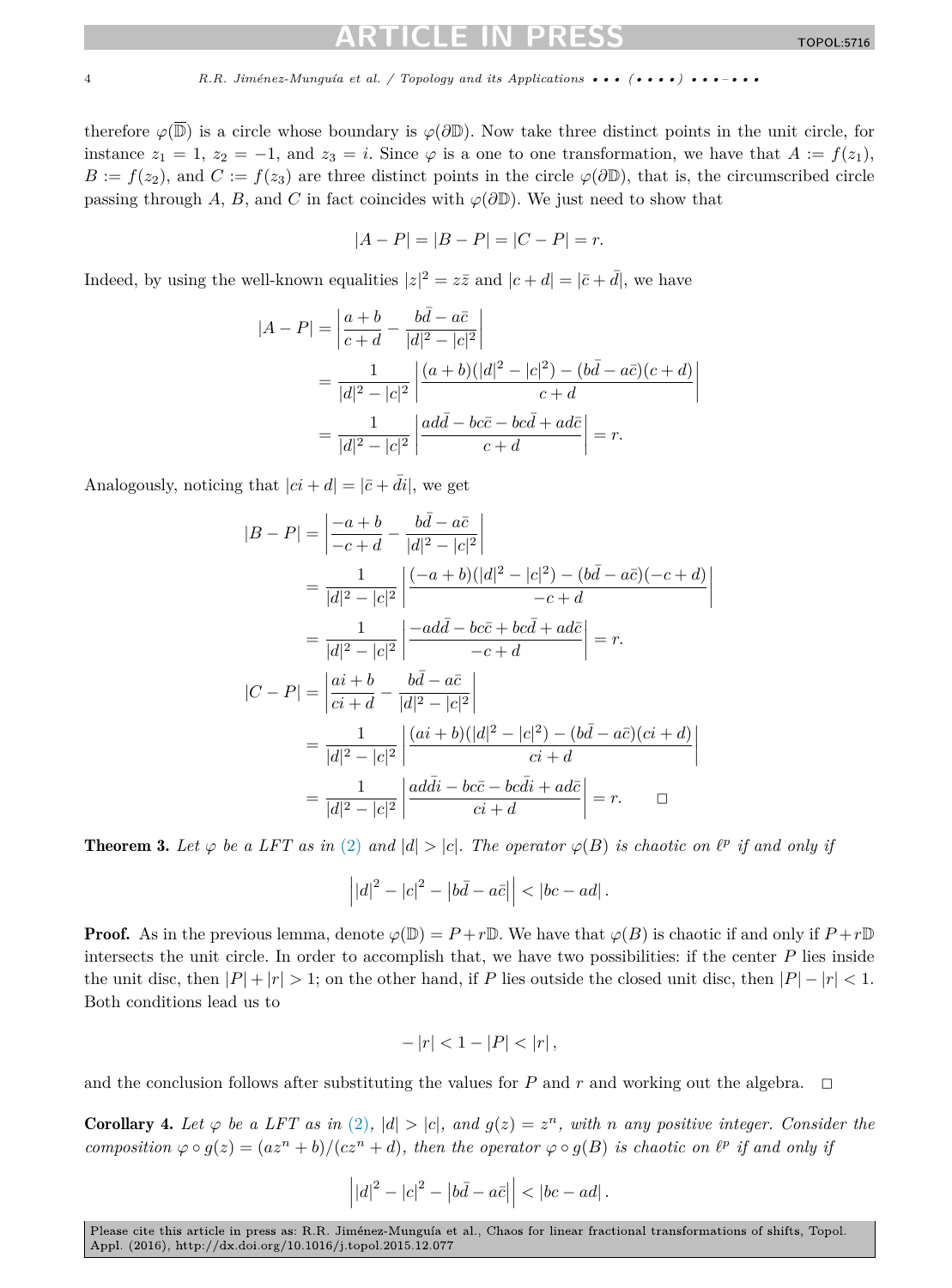therefore $\varphi(\overline{\mathbb{D}})$ is a circle whose boundary is $\varphi(\partial\mathbb{D})$. Now take three distinct points in the unit circle, for instance $z_1 = 1$, $z_2 = -1$, and $z_3 = i$. Since $\varphi$ is a one to one transformation, we have that $A := f(z_1)$, $B := f(z_2)$, and $C := f(z_3)$ are three distinct points in the circle $\varphi(\partial\mathbb{D})$, that is, the circumscribed circle passing through $A$, $B$, and $C$ in fact coincides with $\varphi(\partial\mathbb{D})$. We just need to show that

$$|A - P| = |B - P| = |C - P| = r.$$

Indeed, by using the well-known equalities $|z|^2 = z\bar{z}$ and $|c + d| = |\bar{c} + \bar{d}|$, we have

$$\begin{aligned}
|A - P| &= \left| \frac{a+b}{c+d} - \frac{b\bar{d} - a\bar{c}}{|d|^2 - |c|^2} \right| \\
&= \frac{1}{|d|^2 - |c|^2} \left| \frac{(a+b)(|d|^2 - |c|^2) - (b\bar{d} - a\bar{c})(c+d)}{c+d} \right| \\
&= \frac{1}{|d|^2 - |c|^2} \left| \frac{ad\bar{d} - bc\bar{c} - bc\bar{d} + ad\bar{c}}{c+d} \right| = r.
\end{aligned}$$

Analogously, noticing that $|ci + d| = |\bar{c} + \bar{d}i|$, we get

$$\begin{aligned}
|B - P| &= \left| \frac{-a+b}{-c+d} - \frac{b\bar{d} - a\bar{c}}{|d|^2 - |c|^2} \right| \\
&= \frac{1}{|d|^2 - |c|^2} \left| \frac{(-a+b)(|d|^2 - |c|^2) - (b\bar{d} - a\bar{c})(-c+d)}{-c+d} \right| \\
&= \frac{1}{|d|^2 - |c|^2} \left| \frac{-ad\bar{d} - bc\bar{c} + bc\bar{d} + ad\bar{c}}{-c+d} \right| = r. \\
|C - P| &= \left| \frac{ai+b}{ci+d} - \frac{b\bar{d} - a\bar{c}}{|d|^2 - |c|^2} \right| \\
&= \frac{1}{|d|^2 - |c|^2} \left| \frac{(ai+b)(|d|^2 - |c|^2) - (b\bar{d} - a\bar{c})(ci+d)}{ci+d} \right| \\
&= \frac{1}{|d|^2 - |c|^2} \left| \frac{ad\bar{d}i - bc\bar{c} - bc\bar{d}i + ad\bar{c}}{ci+d} \right| = r. \qquad \square
\end{aligned}$$

**Theorem 3.** *Let $\varphi$ be a LFT as in (2) and $|d| > |c|$. The operator $\varphi(B)$ is chaotic on $\ell^p$ if and only if*

$$\left| |d|^2 - |c|^2 - \left| b\bar{d} - a\bar{c} \right| \right| < |bc - ad| .$$

**Proof.** As in the previous lemma, denote $\varphi(\mathbb{D}) = P + r\mathbb{D}$. We have that $\varphi(B)$ is chaotic if and only if $P + r\mathbb{D}$ intersects the unit circle. In order to accomplish that, we have two possibilities: if the center $P$ lies inside the unit disc, then $|P| + |r| > 1$; on the other hand, if $P$ lies outside the closed unit disc, then $|P| - |r| < 1$. Both conditions lead us to

$$-|r| < 1 - |P| < |r| ,$$

and the conclusion follows after substituting the values for $P$ and $r$ and working out the algebra. $\square$

**Corollary 4.** *Let $\varphi$ be a LFT as in (2), $|d| > |c|$, and $g(z) = z^n$, with $n$ any positive integer. Consider the composition $\varphi \circ g(z) = (az^n + b)/(cz^n + d)$, then the operator $\varphi \circ g(B)$ is chaotic on $\ell^p$ if and only if*

$$\left| |d|^2 - |c|^2 - \left| b\bar{d} - a\bar{c} \right| \right| < |bc - ad| .$$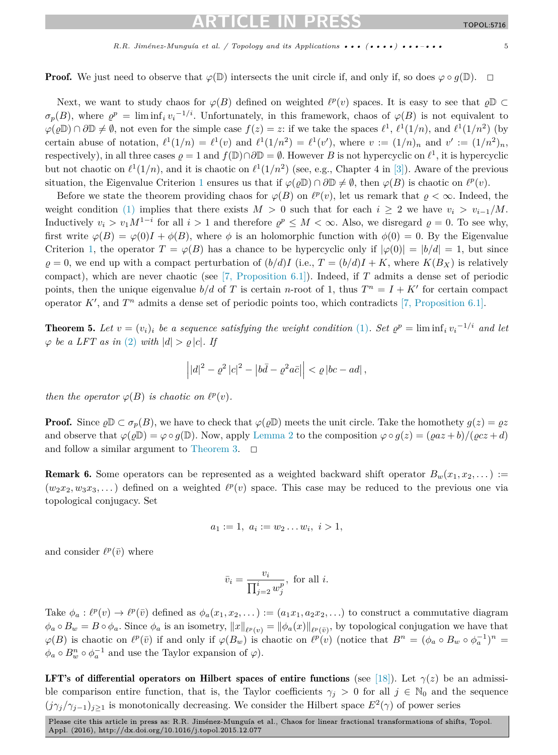**Proof.** We just need to observe that $\varphi(\mathbb{D})$ intersects the unit circle if, and only if, so does $\varphi \circ g(\mathbb{D})$. $\square$

Next, we want to study chaos for $\varphi(B)$ defined on weighted $\ell^p(v)$ spaces. It is easy to see that $\varrho\mathbb{D} \subset \sigma_p(B)$, where $\varrho^p = \liminf_i {v_i}^{-1/i}$. Unfortunately, in this framework, chaos of $\varphi(B)$ is not equivalent to $\varphi(\varrho\mathbb{D}) \cap \partial\mathbb{D} \neq \emptyset$, not even for the simple case $f(z) = z$: if we take the spaces $\ell^1$, $\ell^1(1/n)$, and $\ell^1(1/n^2)$ (by certain abuse of notation, $\ell^1(1/n) = \ell^1(v)$ and $\ell^1(1/n^2) = \ell^1(v')$, where $v := (1/n)_n$ and $v' := (1/n^2)_n$, respectively), in all three cases $\varrho = 1$ and $f(\mathbb{D}) \cap \partial\mathbb{D} = \emptyset$. However $B$ is not hypercyclic on $\ell^1$, it is hypercyclic but not chaotic on $\ell^1(1/n)$, and it is chaotic on $\ell^1(1/n^2)$ (see, e.g., Chapter 4 in [3]). Aware of the previous situation, the Eigenvalue Criterion 1 ensures us that if $\varphi(\varrho\mathbb{D}) \cap \partial\mathbb{D} \neq \emptyset$, then $\varphi(B)$ is chaotic on $\ell^p(v)$.

Before we state the theorem providing chaos for $\varphi(B)$ on $\ell^p(v)$, let us remark that $\varrho < \infty$. Indeed, the weight condition (1) implies that there exists $M > 0$ such that for each $i \geq 2$ we have $v_i > v_{i-1}/M$. Inductively $v_i > v_1 M^{1-i}$ for all $i > 1$ and therefore $\varrho^p \leq M < \infty$. Also, we disregard $\varrho = 0$. To see why, first write $\varphi(B) = \varphi(0)I + \phi(B)$, where $\phi$ is an holomorphic function with $\phi(0) = 0$. By the Eigenvalue Criterion 1, the operator $T = \varphi(B)$ has a chance to be hypercyclic only if $|\varphi(0)| = |b/d| = 1$, but since $\varrho = 0$, we end up with a compact perturbation of $(b/d)I$ (i.e., $T = (b/d)I + K$, where $K(B_X)$ is relatively compact), which are never chaotic (see [7, Proposition 6.1]). Indeed, if $T$ admits a dense set of periodic points, then the unique eigenvalue $b/d$ of $T$ is certain $n$-root of 1, thus $T^n = I + K'$ for certain compact operator $K'$, and $T^n$ admits a dense set of periodic points too, which contradicts [7, Proposition 6.1].

**Theorem 5.** *Let $v = (v_i)_i$ be a sequence satisfying the weight condition (1). Set $\varrho^p = \liminf_i {v_i}^{-1/i}$ and let $\varphi$ be a LFT as in (2) with $|d| > \varrho\,|c|$. If*

$$\left| |d|^2 - \varrho^2 |c|^2 - \left| b\bar{d} - \varrho^2 a\bar{c} \right| \right| < \varrho\,|bc - ad|\,,$$

*then the operator $\varphi(B)$ is chaotic on $\ell^p(v)$.*

**Proof.** Since $\varrho\mathbb{D} \subset \sigma_p(B)$, we have to check that $\varphi(\varrho\mathbb{D})$ meets the unit circle. Take the homothety $g(z) = \varrho z$ and observe that $\varphi(\varrho\mathbb{D}) = \varphi \circ g(\mathbb{D})$. Now, apply Lemma 2 to the composition $\varphi \circ g(z) = (\varrho a z + b)/(\varrho c z + d)$ and follow a similar argument to Theorem 3. $\square$

**Remark 6.** Some operators can be represented as a weighted backward shift operator $B_w(x_1, x_2, \dots) := (w_2 x_2, w_3 x_3, \dots)$ defined on a weighted $\ell^p(v)$ space. This case may be reduced to the previous one via topological conjugacy. Set

$$a_1 := 1,\ a_i := w_2 \dots w_i,\ i > 1,$$

and consider $\ell^p(\bar{v})$ where

$$\bar{v}_i = \frac{v_i}{\prod_{j=2}^{i} w_j^p}, \text{ for all } i.$$

Take $\phi_a : \ell^p(v) \to \ell^p(\bar{v})$ defined as $\phi_a(x_1, x_2, \dots) := (a_1 x_1, a_2 x_2, \dots)$ to construct a commutative diagram $\phi_a \circ B_w = B \circ \phi_a$. Since $\phi_a$ is an isometry, $\|x\|_{\ell^p(v)} = \|\phi_a(x)\|_{\ell^p(\bar{v})}$, by topological conjugation we have that $\varphi(B)$ is chaotic on $\ell^p(\bar{v})$ if and only if $\varphi(B_w)$ is chaotic on $\ell^p(v)$ (notice that $B^n = (\phi_a \circ B_w \circ \phi_a^{-1})^n = \phi_a \circ B_w^n \circ \phi_a^{-1}$ and use the Taylor expansion of $\varphi$).

**LFT's of differential operators on Hilbert spaces of entire functions** (see [18]). Let $\gamma(z)$ be an admissible comparison entire function, that is, the Taylor coefficients $\gamma_j > 0$ for all $j \in \mathbb{N}_0$ and the sequence $(j\gamma_j/\gamma_{j-1})_{j\geq 1}$ is monotonically decreasing. We consider the Hilbert space $E^2(\gamma)$ of power series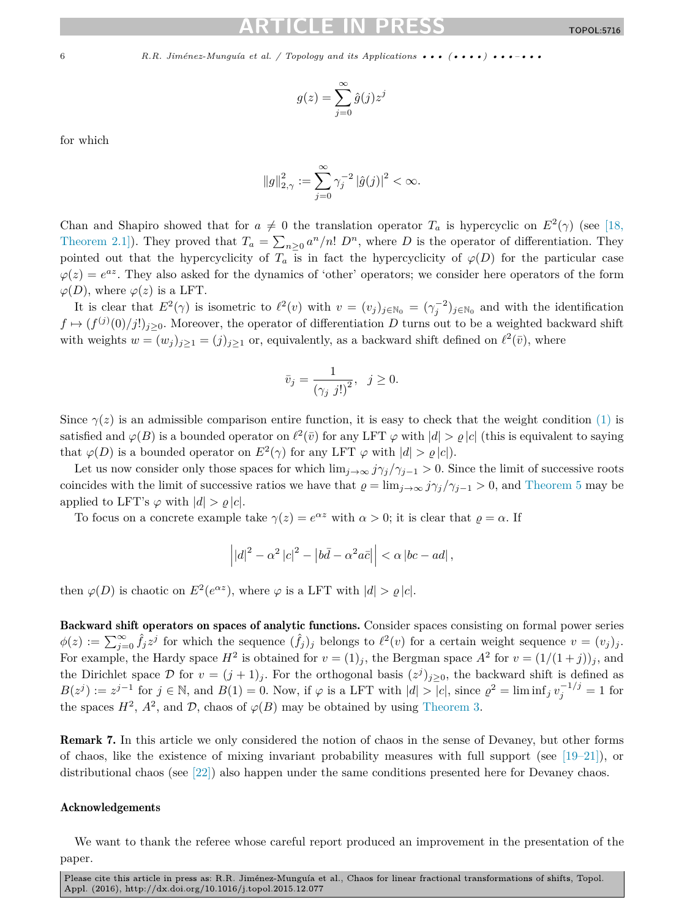$$g(z) = \sum_{j=0}^{\infty} \hat{g}(j) z^j$$

for which

$$\|g\|_{2,\gamma}^2 := \sum_{j=0}^{\infty} \gamma_j^{-2} |\hat{g}(j)|^2 < \infty.$$

Chan and Shapiro showed that for $a \neq 0$ the translation operator $T_a$ is hypercyclic on $E^2(\gamma)$ (see [18, Theorem 2.1]). They proved that $T_a = \sum_{n \geq 0} a^n/n!\ D^n$, where $D$ is the operator of differentiation. They pointed out that the hypercyclicity of $T_a$ is in fact the hypercyclicity of $\varphi(D)$ for the particular case $\varphi(z) = e^{az}$. They also asked for the dynamics of 'other' operators; we consider here operators of the form $\varphi(D)$, where $\varphi(z)$ is a LFT.

It is clear that $E^2(\gamma)$ is isometric to $\ell^2(v)$ with $v = (v_j)_{j \in \mathbb{N}_0} = (\gamma_j^{-2})_{j \in \mathbb{N}_0}$ and with the identification $f \mapsto (f^{(j)}(0)/j!)_{j \geq 0}$. Moreover, the operator of differentiation $D$ turns out to be a weighted backward shift with weights $w = (w_j)_{j \geq 1} = (j)_{j \geq 1}$ or, equivalently, as a backward shift defined on $\ell^2(\bar{v})$, where

$$\bar{v}_j = \frac{1}{(\gamma_j\ j!)^2}, \quad j \geq 0.$$

Since $\gamma(z)$ is an admissible comparison entire function, it is easy to check that the weight condition (1) is satisfied and $\varphi(B)$ is a bounded operator on $\ell^2(\bar{v})$ for any LFT $\varphi$ with $|d| > \varrho\,|c|$ (this is equivalent to saying that $\varphi(D)$ is a bounded operator on $E^2(\gamma)$ for any LFT $\varphi$ with $|d| > \varrho\,|c|$).

Let us now consider only those spaces for which $\lim_{j\to\infty} j\gamma_j/\gamma_{j-1} > 0$. Since the limit of successive roots coincides with the limit of successive ratios we have that $\varrho = \lim_{j\to\infty} j\gamma_j/\gamma_{j-1} > 0$, and Theorem 5 may be applied to LFT's $\varphi$ with $|d| > \varrho\,|c|$.

To focus on a concrete example take $\gamma(z) = e^{\alpha z}$ with $\alpha > 0$; it is clear that $\varrho = \alpha$. If

$$\left| |d|^2 - \alpha^2 |c|^2 - \left| b\bar{d} - \alpha^2 a\bar{c} \right| \right| < \alpha\, |bc - ad|\,,$$

then $\varphi(D)$ is chaotic on $E^2(e^{\alpha z})$, where $\varphi$ is a LFT with $|d| > \varrho\,|c|$.

**Backward shift operators on spaces of analytic functions.** Consider spaces consisting on formal power series $\phi(z) := \sum_{j=0}^{\infty} \hat{f}_j z^j$ for which the sequence $(\hat{f}_j)_j$ belongs to $\ell^2(v)$ for a certain weight sequence $v = (v_j)_j$. For example, the Hardy space $H^2$ is obtained for $v = (1)_j$, the Bergman space $A^2$ for $v = (1/(1+j))_j$, and the Dirichlet space $\mathcal{D}$ for $v = (j+1)_j$. For the orthogonal basis $(z^j)_{j\geq 0}$, the backward shift is defined as $B(z^j) := z^{j-1}$ for $j \in \mathbb{N}$, and $B(1) = 0$. Now, if $\varphi$ is a LFT with $|d| > |c|$, since $\varrho^2 = \liminf_j v_j^{-1/j} = 1$ for the spaces $H^2$, $A^2$, and $\mathcal{D}$, chaos of $\varphi(B)$ may be obtained by using Theorem 3.

**Remark 7.** In this article we only considered the notion of chaos in the sense of Devaney, but other forms of chaos, like the existence of mixing invariant probability measures with full support (see [19–21]), or distributional chaos (see [22]) also happen under the same conditions presented here for Devaney chaos.

## Acknowledgements

We want to thank the referee whose careful report produced an improvement in the presentation of the paper.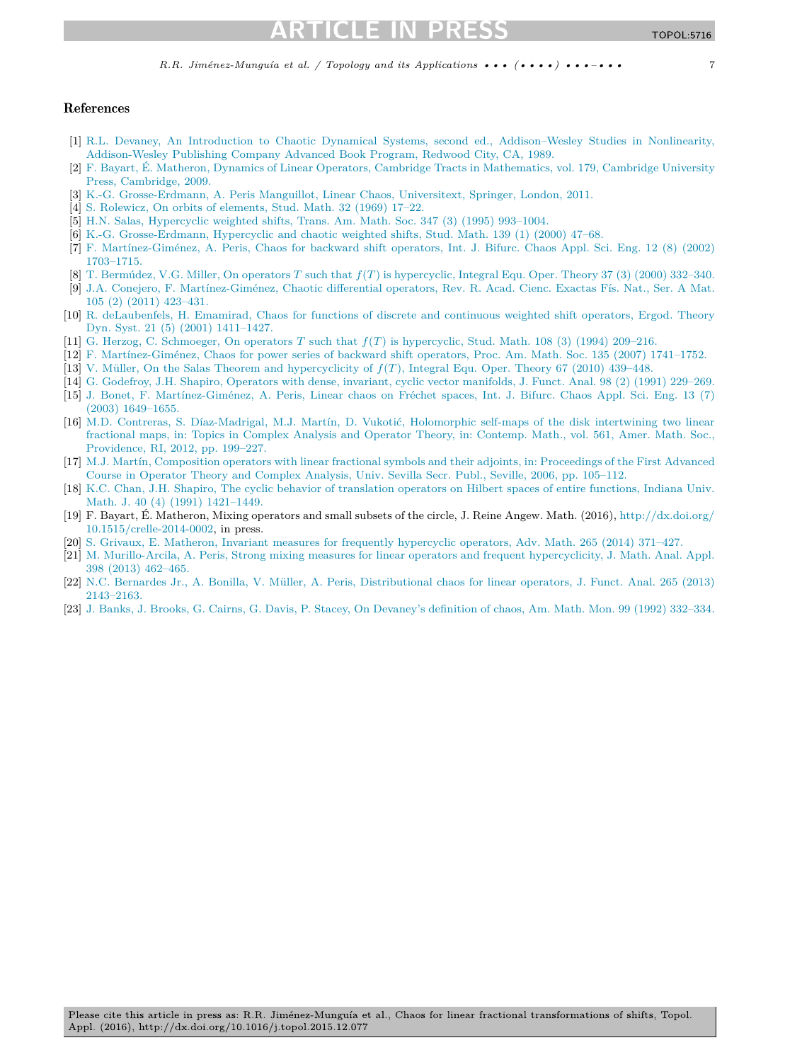## References

[1] R.L. Devaney, An Introduction to Chaotic Dynamical Systems, second ed., Addison–Wesley Studies in Nonlinearity, Addison-Wesley Publishing Company Advanced Book Program, Redwood City, CA, 1989.

[2] F. Bayart, É. Matheron, Dynamics of Linear Operators, Cambridge Tracts in Mathematics, vol. 179, Cambridge University Press, Cambridge, 2009.

[3] K.-G. Grosse-Erdmann, A. Peris Manguillot, Linear Chaos, Universitext, Springer, London, 2011.

[4] S. Rolewicz, On orbits of elements, Stud. Math. 32 (1969) 17–22.

[5] H.N. Salas, Hypercyclic weighted shifts, Trans. Am. Math. Soc. 347 (3) (1995) 993–1004.

[6] K.-G. Grosse-Erdmann, Hypercyclic and chaotic weighted shifts, Stud. Math. 139 (1) (2000) 47–68.

[7] F. Martínez-Giménez, A. Peris, Chaos for backward shift operators, Int. J. Bifurc. Chaos Appl. Sci. Eng. 12 (8) (2002) 1703–1715.

[8] T. Bermúdez, V.G. Miller, On operators $T$ such that $f(T)$ is hypercyclic, Integral Equ. Oper. Theory 37 (3) (2000) 332–340.

[9] J.A. Conejero, F. Martínez-Giménez, Chaotic differential operators, Rev. R. Acad. Cienc. Exactas Fís. Nat., Ser. A Mat. 105 (2) (2011) 423–431.

[10] R. deLaubenfels, H. Emamirad, Chaos for functions of discrete and continuous weighted shift operators, Ergod. Theory Dyn. Syst. 21 (5) (2001) 1411–1427.

[11] G. Herzog, C. Schmoeger, On operators $T$ such that $f(T)$ is hypercyclic, Stud. Math. 108 (3) (1994) 209–216.

[12] F. Martínez-Giménez, Chaos for power series of backward shift operators, Proc. Am. Math. Soc. 135 (2007) 1741–1752.

[13] V. Müller, On the Salas Theorem and hypercyclicity of $f(T)$, Integral Equ. Oper. Theory 67 (2010) 439–448.

[14] G. Godefroy, J.H. Shapiro, Operators with dense, invariant, cyclic vector manifolds, J. Funct. Anal. 98 (2) (1991) 229–269.

[15] J. Bonet, F. Martínez-Giménez, A. Peris, Linear chaos on Fréchet spaces, Int. J. Bifurc. Chaos Appl. Sci. Eng. 13 (7) (2003) 1649–1655.

[16] M.D. Contreras, S. Díaz-Madrigal, M.J. Martín, D. Vukotić, Holomorphic self-maps of the disk intertwining two linear fractional maps, in: Topics in Complex Analysis and Operator Theory, in: Contemp. Math., vol. 561, Amer. Math. Soc., Providence, RI, 2012, pp. 199–227.

[17] M.J. Martín, Composition operators with linear fractional symbols and their adjoints, in: Proceedings of the First Advanced Course in Operator Theory and Complex Analysis, Univ. Sevilla Secr. Publ., Seville, 2006, pp. 105–112.

[18] K.C. Chan, J.H. Shapiro, The cyclic behavior of translation operators on Hilbert spaces of entire functions, Indiana Univ. Math. J. 40 (4) (1991) 1421–1449.

[19] F. Bayart, É. Matheron, Mixing operators and small subsets of the circle, J. Reine Angew. Math. (2016), http://dx.doi.org/10.1515/crelle-2014-0002, in press.

[20] S. Grivaux, E. Matheron, Invariant measures for frequently hypercyclic operators, Adv. Math. 265 (2014) 371–427.

[21] M. Murillo-Arcila, A. Peris, Strong mixing measures for linear operators and frequent hypercyclicity, J. Math. Anal. Appl. 398 (2013) 462–465.

[22] N.C. Bernardes Jr., A. Bonilla, V. Müller, A. Peris, Distributional chaos for linear operators, J. Funct. Anal. 265 (2013) 2143–2163.

[23] J. Banks, J. Brooks, G. Cairns, G. Davis, P. Stacey, On Devaney's definition of chaos, Am. Math. Mon. 99 (1992) 332–334.